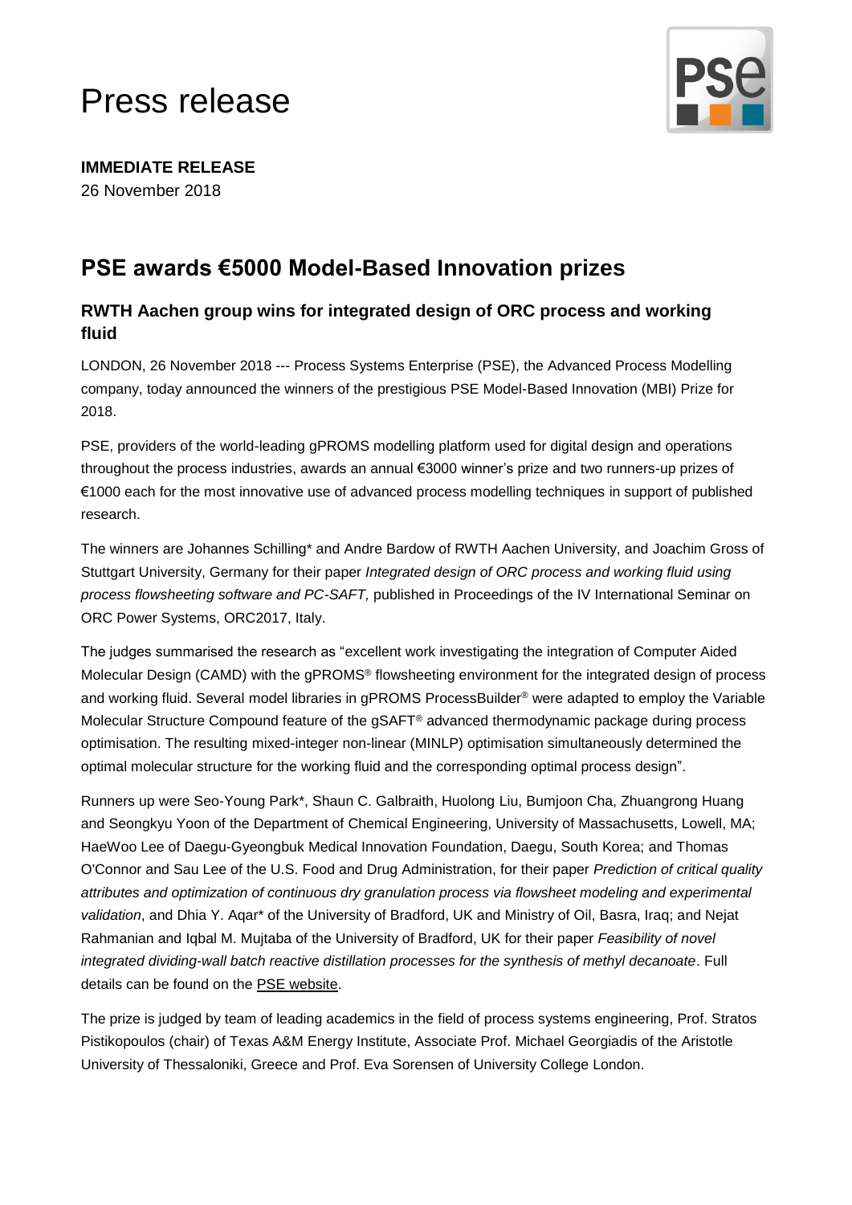# Press release

**IMMEDIATE RELEASE**

26 November 2018

## PSE awards €5000 Model-Based Innovation prizes

### RWTH Aachen group wins for integrated design of ORC process and working fluid

LONDON, 26 November 2018 --- Process Systems Enterprise (PSE), the Advanced Process Modelling company, today announced the winners of the prestigious PSE Model-Based Innovation (MBI) Prize for 2018.

PSE, providers of the world-leading gPROMS modelling platform used for digital design and operations throughout the process industries, awards an annual €3000 winner's prize and two runners-up prizes of €1000 each for the most innovative use of advanced process modelling techniques in support of published research.

The winners are Johannes Schilling* and Andre Bardow of RWTH Aachen University, and Joachim Gross of Stuttgart University, Germany for their paper *Integrated design of ORC process and working fluid using process flowsheeting software and PC-SAFT,* published in Proceedings of the IV International Seminar on ORC Power Systems, ORC2017, Italy.

The judges summarised the research as "excellent work investigating the integration of Computer Aided Molecular Design (CAMD) with the gPROMS® flowsheeting environment for the integrated design of process and working fluid. Several model libraries in gPROMS ProcessBuilder® were adapted to employ the Variable Molecular Structure Compound feature of the gSAFT® advanced thermodynamic package during process optimisation. The resulting mixed-integer non-linear (MINLP) optimisation simultaneously determined the optimal molecular structure for the working fluid and the corresponding optimal process design".

Runners up were Seo-Young Park*, Shaun C. Galbraith, Huolong Liu, Bumjoon Cha, Zhuangrong Huang and Seongkyu Yoon of the Department of Chemical Engineering, University of Massachusetts, Lowell, MA; HaeWoo Lee of Daegu-Gyeongbuk Medical Innovation Foundation, Daegu, South Korea; and Thomas O'Connor and Sau Lee of the U.S. Food and Drug Administration, for their paper *Prediction of critical quality attributes and optimization of continuous dry granulation process via flowsheet modeling and experimental validation*, and Dhia Y. Aqar* of the University of Bradford, UK and Ministry of Oil, Basra, Iraq; and Nejat Rahmanian and Iqbal M. Mujtaba of the University of Bradford, UK for their paper *Feasibility of novel integrated dividing-wall batch reactive distillation processes for the synthesis of methyl decanoate*. Full details can be found on the PSE website.

The prize is judged by team of leading academics in the field of process systems engineering, Prof. Stratos Pistikopoulos (chair) of Texas A&M Energy Institute, Associate Prof. Michael Georgiadis of the Aristotle University of Thessaloniki, Greece and Prof. Eva Sorensen of University College London.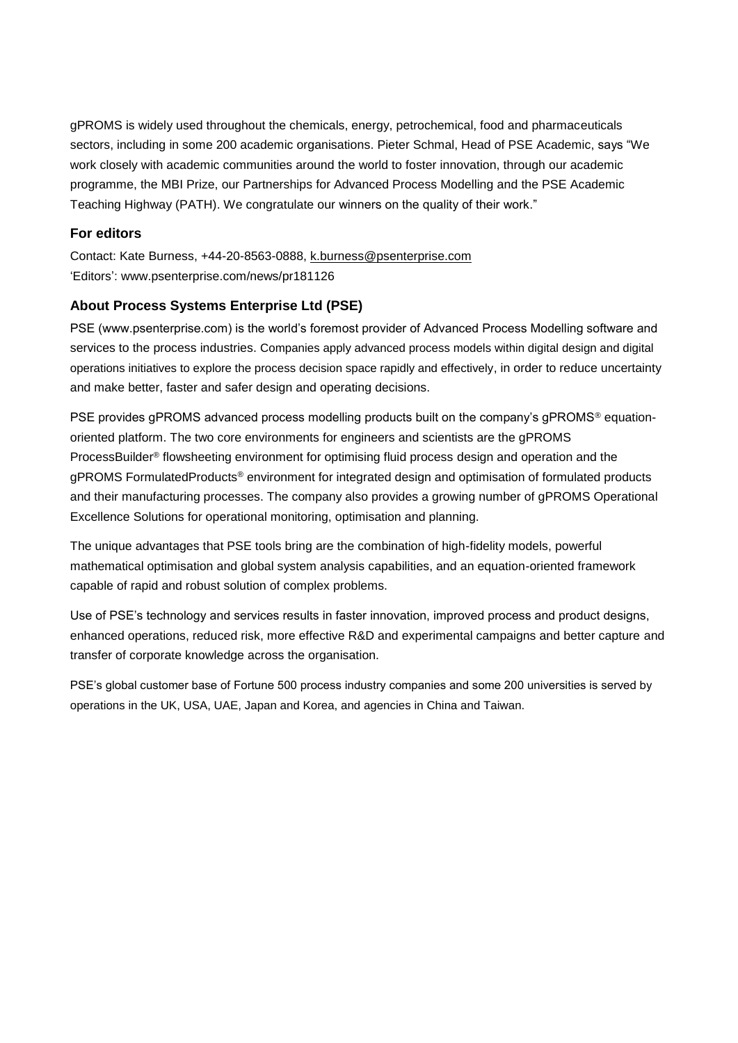gPROMS is widely used throughout the chemicals, energy, petrochemical, food and pharmaceuticals sectors, including in some 200 academic organisations. Pieter Schmal, Head of PSE Academic, says "We work closely with academic communities around the world to foster innovation, through our academic programme, the MBI Prize, our Partnerships for Advanced Process Modelling and the PSE Academic Teaching Highway (PATH). We congratulate our winners on the quality of their work."

### For editors

Contact: Kate Burness, +44-20-8563-0888, k.burness@psenterprise.com
'Editors': www.psenterprise.com/news/pr181126

### About Process Systems Enterprise Ltd (PSE)

PSE (www.psenterprise.com) is the world's foremost provider of Advanced Process Modelling software and services to the process industries. Companies apply advanced process models within digital design and digital operations initiatives to explore the process decision space rapidly and effectively, in order to reduce uncertainty and make better, faster and safer design and operating decisions.

PSE provides gPROMS advanced process modelling products built on the company's gPROMS® equation-oriented platform. The two core environments for engineers and scientists are the gPROMS ProcessBuilder® flowsheeting environment for optimising fluid process design and operation and the gPROMS FormulatedProducts® environment for integrated design and optimisation of formulated products and their manufacturing processes. The company also provides a growing number of gPROMS Operational Excellence Solutions for operational monitoring, optimisation and planning.

The unique advantages that PSE tools bring are the combination of high-fidelity models, powerful mathematical optimisation and global system analysis capabilities, and an equation-oriented framework capable of rapid and robust solution of complex problems.

Use of PSE's technology and services results in faster innovation, improved process and product designs, enhanced operations, reduced risk, more effective R&D and experimental campaigns and better capture and transfer of corporate knowledge across the organisation.

PSE's global customer base of Fortune 500 process industry companies and some 200 universities is served by operations in the UK, USA, UAE, Japan and Korea, and agencies in China and Taiwan.